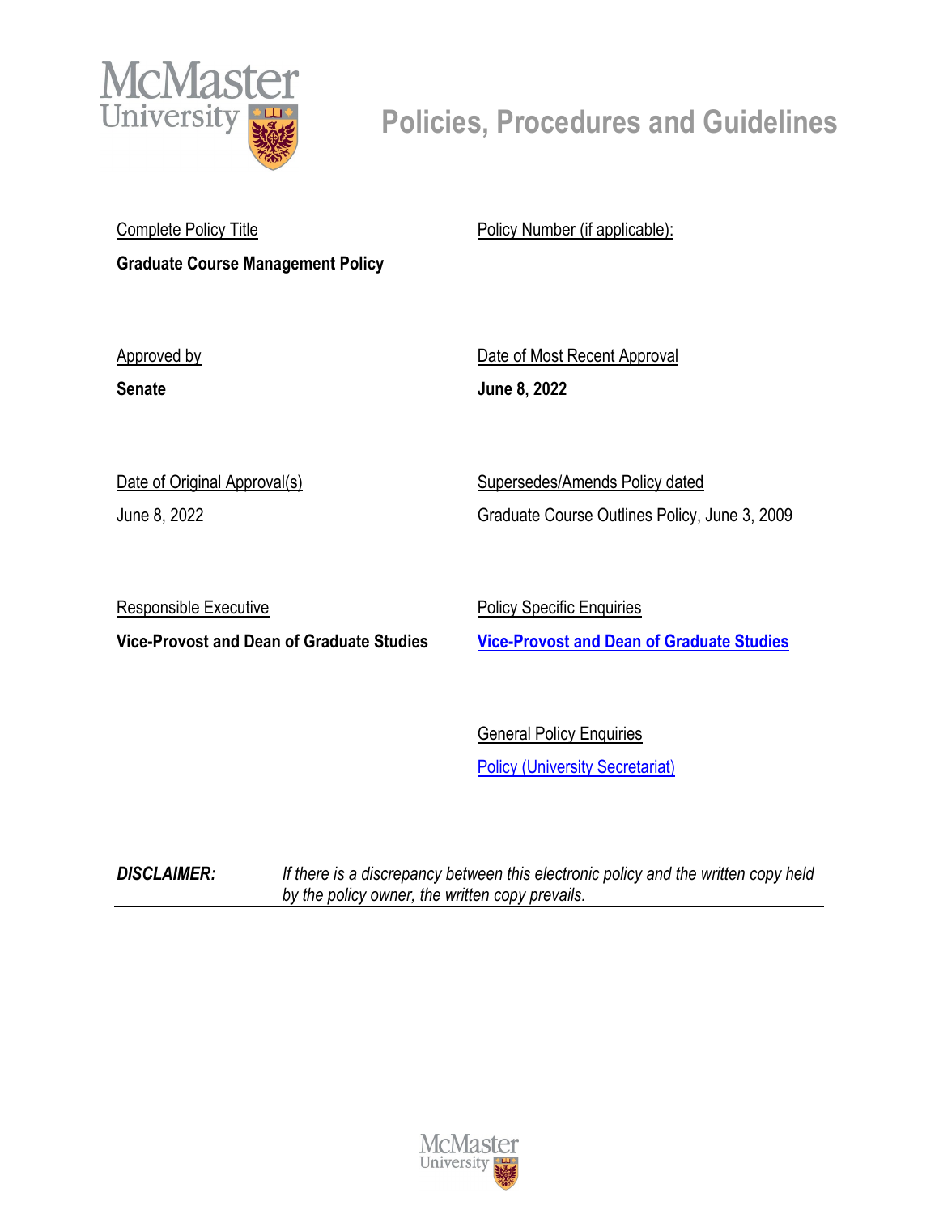# Policies, Procedures and Guidelines

Complete Policy Title

**Graduate Course Management Policy**

Policy Number (if applicable):

Approved by

**Senate**

Date of Most Recent Approval

**June 8, 2022**

Date of Original Approval(s)

June 8, 2022

Supersedes/Amends Policy dated

Graduate Course Outlines Policy, June 3, 2009

Responsible Executive

**Vice-Provost and Dean of Graduate Studies**

Policy Specific Enquiries

**Vice-Provost and Dean of Graduate Studies**

General Policy Enquiries

Policy (University Secretariat)

***DISCLAIMER:*** *If there is a discrepancy between this electronic policy and the written copy held by the policy owner, the written copy prevails.*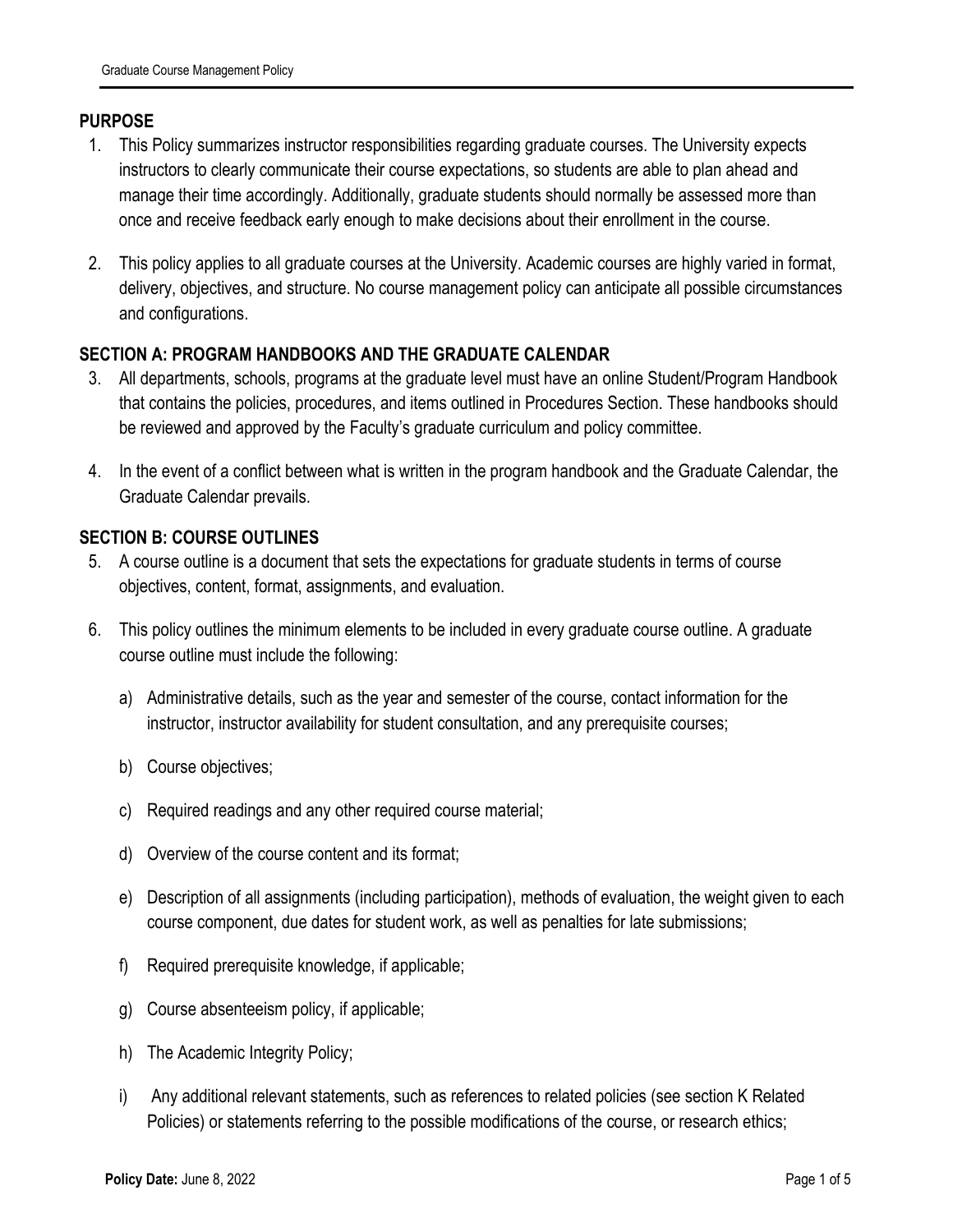## PURPOSE

1. This Policy summarizes instructor responsibilities regarding graduate courses. The University expects instructors to clearly communicate their course expectations, so students are able to plan ahead and manage their time accordingly. Additionally, graduate students should normally be assessed more than once and receive feedback early enough to make decisions about their enrollment in the course.

2. This policy applies to all graduate courses at the University. Academic courses are highly varied in format, delivery, objectives, and structure. No course management policy can anticipate all possible circumstances and configurations.

## SECTION A: PROGRAM HANDBOOKS AND THE GRADUATE CALENDAR

3. All departments, schools, programs at the graduate level must have an online Student/Program Handbook that contains the policies, procedures, and items outlined in Procedures Section. These handbooks should be reviewed and approved by the Faculty's graduate curriculum and policy committee.

4. In the event of a conflict between what is written in the program handbook and the Graduate Calendar, the Graduate Calendar prevails.

## SECTION B: COURSE OUTLINES

5. A course outline is a document that sets the expectations for graduate students in terms of course objectives, content, format, assignments, and evaluation.

6. This policy outlines the minimum elements to be included in every graduate course outline. A graduate course outline must include the following:

   a) Administrative details, such as the year and semester of the course, contact information for the instructor, instructor availability for student consultation, and any prerequisite courses;

   b) Course objectives;

   c) Required readings and any other required course material;

   d) Overview of the course content and its format;

   e) Description of all assignments (including participation), methods of evaluation, the weight given to each course component, due dates for student work, as well as penalties for late submissions;

   f) Required prerequisite knowledge, if applicable;

   g) Course absenteeism policy, if applicable;

   h) The Academic Integrity Policy;

   i) Any additional relevant statements, such as references to related policies (see section K Related Policies) or statements referring to the possible modifications of the course, or research ethics;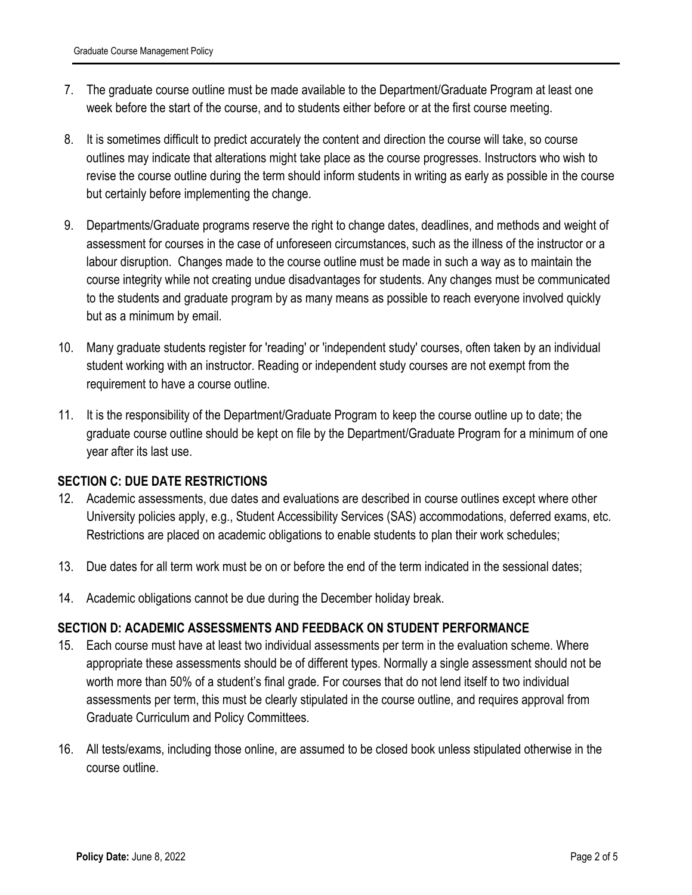7. The graduate course outline must be made available to the Department/Graduate Program at least one week before the start of the course, and to students either before or at the first course meeting.

8. It is sometimes difficult to predict accurately the content and direction the course will take, so course outlines may indicate that alterations might take place as the course progresses. Instructors who wish to revise the course outline during the term should inform students in writing as early as possible in the course but certainly before implementing the change.

9. Departments/Graduate programs reserve the right to change dates, deadlines, and methods and weight of assessment for courses in the case of unforeseen circumstances, such as the illness of the instructor or a labour disruption. Changes made to the course outline must be made in such a way as to maintain the course integrity while not creating undue disadvantages for students. Any changes must be communicated to the students and graduate program by as many means as possible to reach everyone involved quickly but as a minimum by email.

10. Many graduate students register for 'reading' or 'independent study' courses, often taken by an individual student working with an instructor. Reading or independent study courses are not exempt from the requirement to have a course outline.

11. It is the responsibility of the Department/Graduate Program to keep the course outline up to date; the graduate course outline should be kept on file by the Department/Graduate Program for a minimum of one year after its last use.

## SECTION C: DUE DATE RESTRICTIONS

12. Academic assessments, due dates and evaluations are described in course outlines except where other University policies apply, e.g., Student Accessibility Services (SAS) accommodations, deferred exams, etc. Restrictions are placed on academic obligations to enable students to plan their work schedules;

13. Due dates for all term work must be on or before the end of the term indicated in the sessional dates;

14. Academic obligations cannot be due during the December holiday break.

## SECTION D: ACADEMIC ASSESSMENTS AND FEEDBACK ON STUDENT PERFORMANCE

15. Each course must have at least two individual assessments per term in the evaluation scheme. Where appropriate these assessments should be of different types. Normally a single assessment should not be worth more than 50% of a student's final grade. For courses that do not lend itself to two individual assessments per term, this must be clearly stipulated in the course outline, and requires approval from Graduate Curriculum and Policy Committees.

16. All tests/exams, including those online, are assumed to be closed book unless stipulated otherwise in the course outline.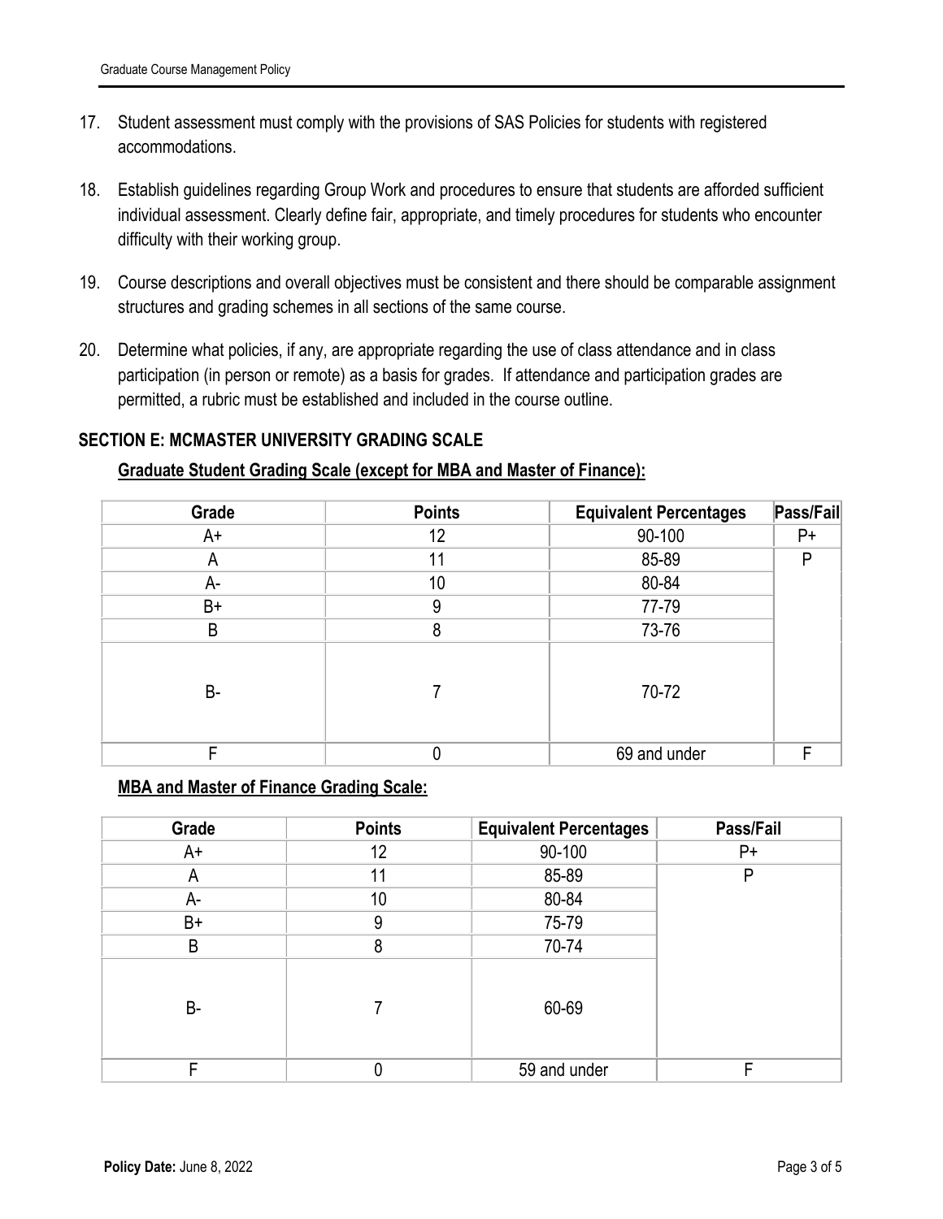17. Student assessment must comply with the provisions of SAS Policies for students with registered accommodations.

18. Establish guidelines regarding Group Work and procedures to ensure that students are afforded sufficient individual assessment. Clearly define fair, appropriate, and timely procedures for students who encounter difficulty with their working group.

19. Course descriptions and overall objectives must be consistent and there should be comparable assignment structures and grading schemes in all sections of the same course.

20. Determine what policies, if any, are appropriate regarding the use of class attendance and in class participation (in person or remote) as a basis for grades. If attendance and participation grades are permitted, a rubric must be established and included in the course outline.

## SECTION E: MCMASTER UNIVERSITY GRADING SCALE

### Graduate Student Grading Scale (except for MBA and Master of Finance):

| Grade | Points | Equivalent Percentages | Pass/Fail |
|---|---|---|---|
| A+ | 12 | 90-100 | P+ |
| A | 11 | 85-89 | P |
| A- | 10 | 80-84 | |
| B+ | 9 | 77-79 | |
| B | 8 | 73-76 | |
| B- | 7 | 70-72 | |
| F | 0 | 69 and under | F |

### MBA and Master of Finance Grading Scale:

| Grade | Points | Equivalent Percentages | Pass/Fail |
|---|---|---|---|
| A+ | 12 | 90-100 | P+ |
| A | 11 | 85-89 | P |
| A- | 10 | 80-84 | |
| B+ | 9 | 75-79 | |
| B | 8 | 70-74 | |
| B- | 7 | 60-69 | |
| F | 0 | 59 and under | F |

**Policy Date:** June 8, 2022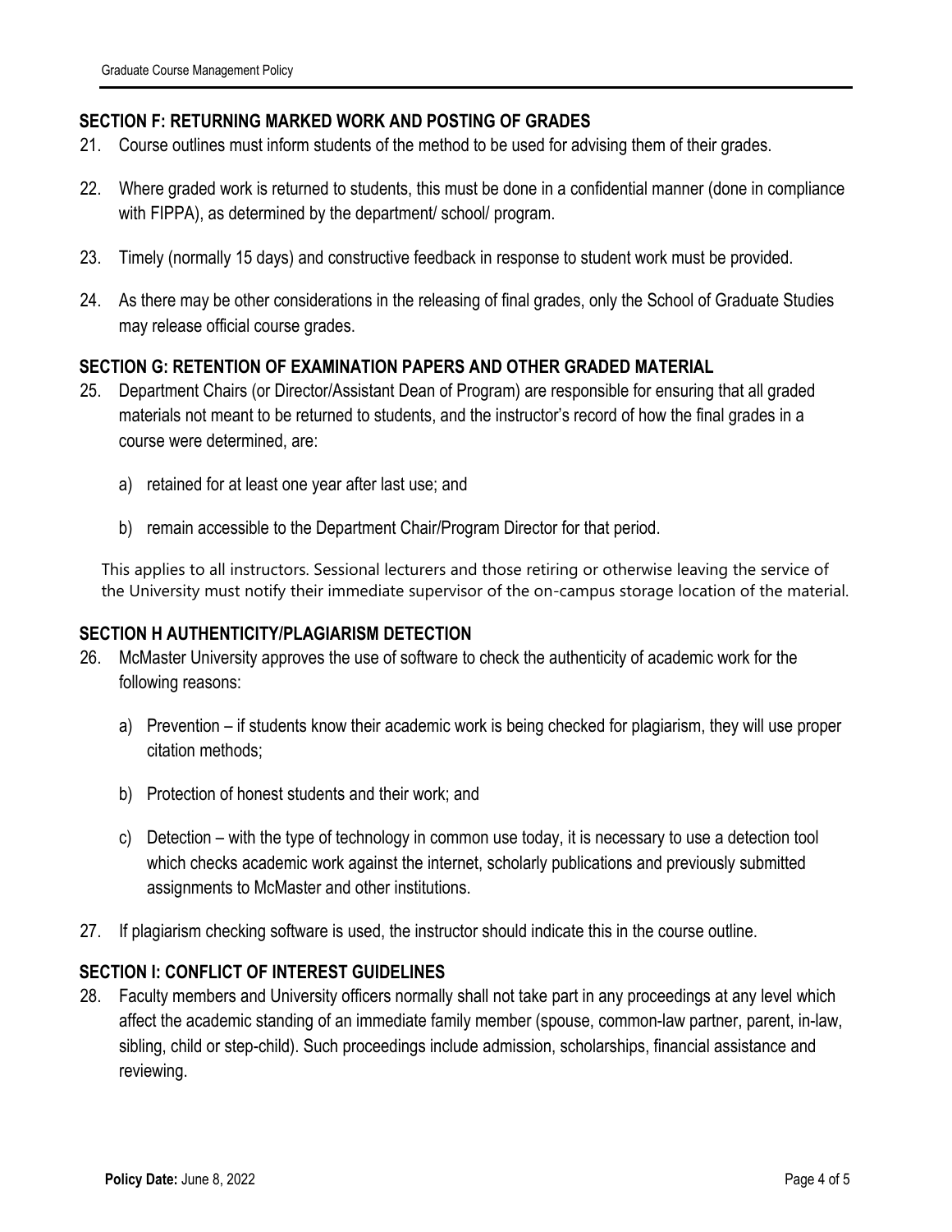## SECTION F: RETURNING MARKED WORK AND POSTING OF GRADES

21. Course outlines must inform students of the method to be used for advising them of their grades.

22. Where graded work is returned to students, this must be done in a confidential manner (done in compliance with FIPPA), as determined by the department/ school/ program.

23. Timely (normally 15 days) and constructive feedback in response to student work must be provided.

24. As there may be other considerations in the releasing of final grades, only the School of Graduate Studies may release official course grades.

## SECTION G: RETENTION OF EXAMINATION PAPERS AND OTHER GRADED MATERIAL

25. Department Chairs (or Director/Assistant Dean of Program) are responsible for ensuring that all graded materials not meant to be returned to students, and the instructor's record of how the final grades in a course were determined, are:

    a) retained for at least one year after last use; and

    b) remain accessible to the Department Chair/Program Director for that period.

    This applies to all instructors. Sessional lecturers and those retiring or otherwise leaving the service of the University must notify their immediate supervisor of the on-campus storage location of the material.

## SECTION H AUTHENTICITY/PLAGIARISM DETECTION

26. McMaster University approves the use of software to check the authenticity of academic work for the following reasons:

    a) Prevention – if students know their academic work is being checked for plagiarism, they will use proper citation methods;

    b) Protection of honest students and their work; and

    c) Detection – with the type of technology in common use today, it is necessary to use a detection tool which checks academic work against the internet, scholarly publications and previously submitted assignments to McMaster and other institutions.

27. If plagiarism checking software is used, the instructor should indicate this in the course outline.

## SECTION I: CONFLICT OF INTEREST GUIDELINES

28. Faculty members and University officers normally shall not take part in any proceedings at any level which affect the academic standing of an immediate family member (spouse, common-law partner, parent, in-law, sibling, child or step-child). Such proceedings include admission, scholarships, financial assistance and reviewing.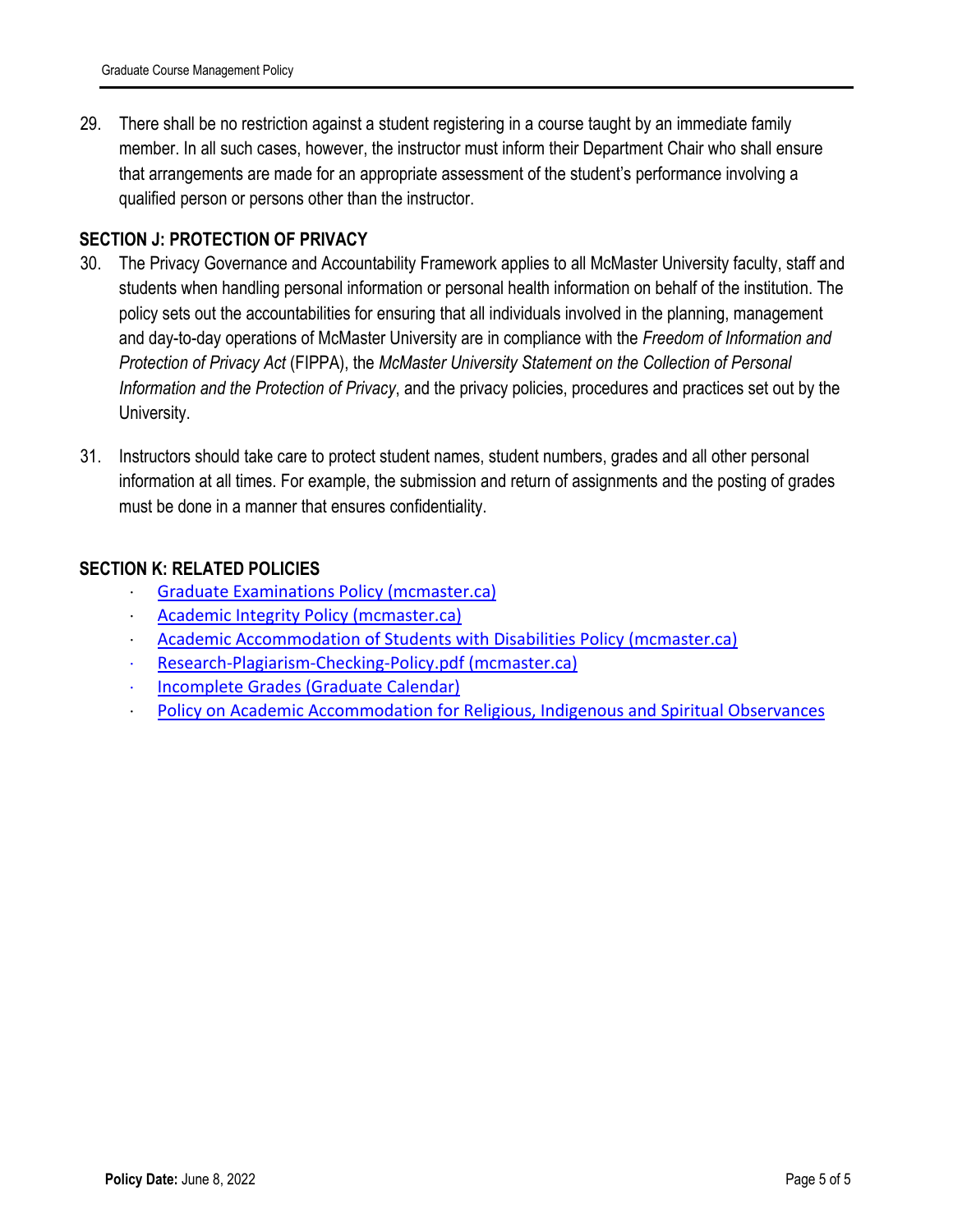29. There shall be no restriction against a student registering in a course taught by an immediate family member. In all such cases, however, the instructor must inform their Department Chair who shall ensure that arrangements are made for an appropriate assessment of the student's performance involving a qualified person or persons other than the instructor.

## SECTION J: PROTECTION OF PRIVACY

30. The Privacy Governance and Accountability Framework applies to all McMaster University faculty, staff and students when handling personal information or personal health information on behalf of the institution. The policy sets out the accountabilities for ensuring that all individuals involved in the planning, management and day-to-day operations of McMaster University are in compliance with the *Freedom of Information and Protection of Privacy Act* (FIPPA), the *McMaster University Statement on the Collection of Personal Information and the Protection of Privacy*, and the privacy policies, procedures and practices set out by the University.

31. Instructors should take care to protect student names, student numbers, grades and all other personal information at all times. For example, the submission and return of assignments and the posting of grades must be done in a manner that ensures confidentiality.

## SECTION K: RELATED POLICIES

- Graduate Examinations Policy (mcmaster.ca)
- Academic Integrity Policy (mcmaster.ca)
- Academic Accommodation of Students with Disabilities Policy (mcmaster.ca)
- Research-Plagiarism-Checking-Policy.pdf (mcmaster.ca)
- Incomplete Grades (Graduate Calendar)
- Policy on Academic Accommodation for Religious, Indigenous and Spiritual Observances

**Policy Date:** June 8, 2022